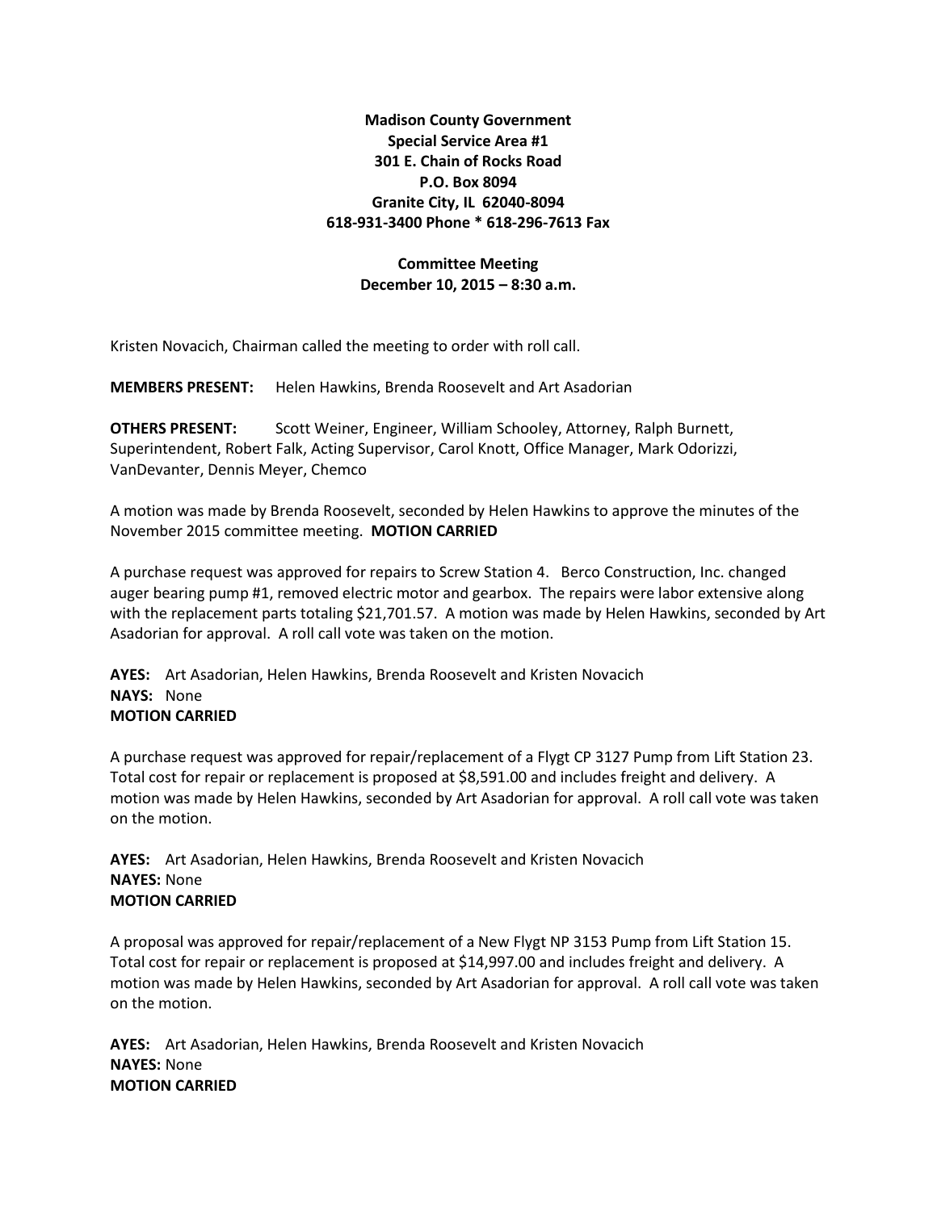**Madison County Government**
**Special Service Area #1**
**301 E. Chain of Rocks Road**
**P.O. Box 8094**
**Granite City, IL 62040-8094**
**618-931-3400 Phone * 618-296-7613 Fax**

**Committee Meeting**
**December 10, 2015 – 8:30 a.m.**

Kristen Novacich, Chairman called the meeting to order with roll call.

**MEMBERS PRESENT:** Helen Hawkins, Brenda Roosevelt and Art Asadorian

**OTHERS PRESENT:** Scott Weiner, Engineer, William Schooley, Attorney, Ralph Burnett, Superintendent, Robert Falk, Acting Supervisor, Carol Knott, Office Manager, Mark Odorizzi, VanDevanter, Dennis Meyer, Chemco

A motion was made by Brenda Roosevelt, seconded by Helen Hawkins to approve the minutes of the November 2015 committee meeting. **MOTION CARRIED**

A purchase request was approved for repairs to Screw Station 4. Berco Construction, Inc. changed auger bearing pump #1, removed electric motor and gearbox. The repairs were labor extensive along with the replacement parts totaling $21,701.57. A motion was made by Helen Hawkins, seconded by Art Asadorian for approval. A roll call vote was taken on the motion.

**AYES:** Art Asadorian, Helen Hawkins, Brenda Roosevelt and Kristen Novacich
**NAYS:** None
**MOTION CARRIED**

A purchase request was approved for repair/replacement of a Flygt CP 3127 Pump from Lift Station 23. Total cost for repair or replacement is proposed at $8,591.00 and includes freight and delivery. A motion was made by Helen Hawkins, seconded by Art Asadorian for approval. A roll call vote was taken on the motion.

**AYES:** Art Asadorian, Helen Hawkins, Brenda Roosevelt and Kristen Novacich
**NAYES:** None
**MOTION CARRIED**

A proposal was approved for repair/replacement of a New Flygt NP 3153 Pump from Lift Station 15. Total cost for repair or replacement is proposed at $14,997.00 and includes freight and delivery. A motion was made by Helen Hawkins, seconded by Art Asadorian for approval. A roll call vote was taken on the motion.

**AYES:** Art Asadorian, Helen Hawkins, Brenda Roosevelt and Kristen Novacich
**NAYES:** None
**MOTION CARRIED**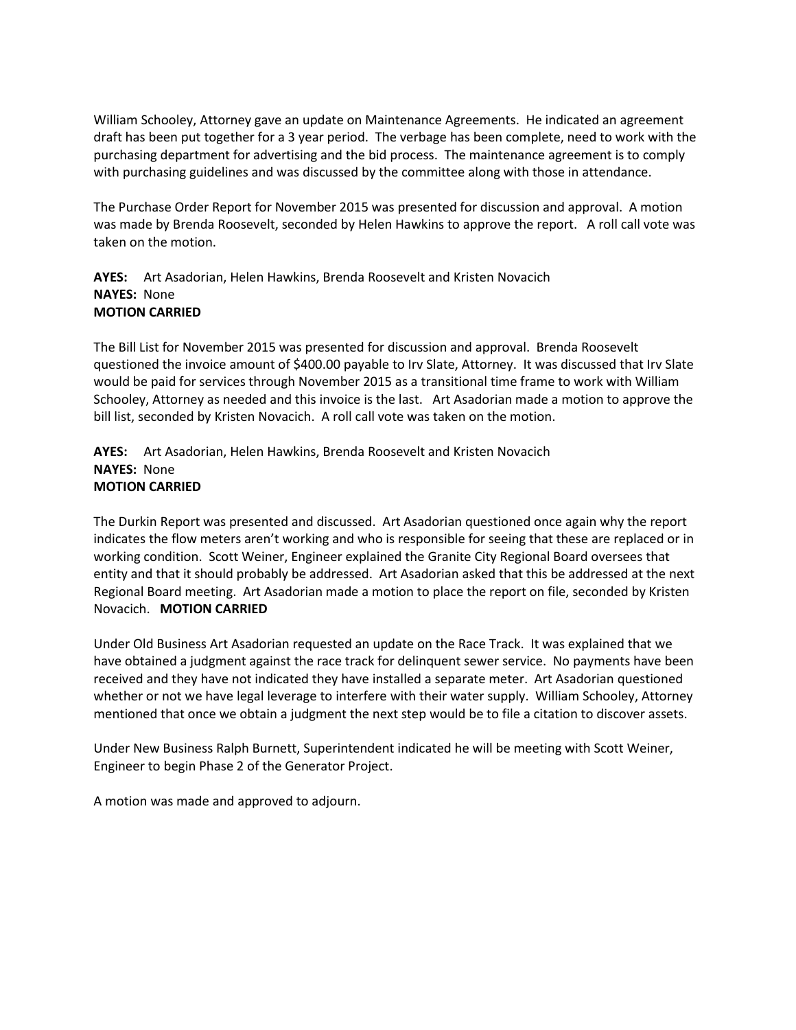William Schooley, Attorney gave an update on Maintenance Agreements. He indicated an agreement draft has been put together for a 3 year period. The verbage has been complete, need to work with the purchasing department for advertising and the bid process. The maintenance agreement is to comply with purchasing guidelines and was discussed by the committee along with those in attendance.

The Purchase Order Report for November 2015 was presented for discussion and approval. A motion was made by Brenda Roosevelt, seconded by Helen Hawkins to approve the report. A roll call vote was taken on the motion.

**AYES:** Art Asadorian, Helen Hawkins, Brenda Roosevelt and Kristen Novacich
**NAYES:** None
**MOTION CARRIED**

The Bill List for November 2015 was presented for discussion and approval. Brenda Roosevelt questioned the invoice amount of $400.00 payable to Irv Slate, Attorney. It was discussed that Irv Slate would be paid for services through November 2015 as a transitional time frame to work with William Schooley, Attorney as needed and this invoice is the last. Art Asadorian made a motion to approve the bill list, seconded by Kristen Novacich. A roll call vote was taken on the motion.

**AYES:** Art Asadorian, Helen Hawkins, Brenda Roosevelt and Kristen Novacich
**NAYES:** None
**MOTION CARRIED**

The Durkin Report was presented and discussed. Art Asadorian questioned once again why the report indicates the flow meters aren't working and who is responsible for seeing that these are replaced or in working condition. Scott Weiner, Engineer explained the Granite City Regional Board oversees that entity and that it should probably be addressed. Art Asadorian asked that this be addressed at the next Regional Board meeting. Art Asadorian made a motion to place the report on file, seconded by Kristen Novacich. **MOTION CARRIED**

Under Old Business Art Asadorian requested an update on the Race Track. It was explained that we have obtained a judgment against the race track for delinquent sewer service. No payments have been received and they have not indicated they have installed a separate meter. Art Asadorian questioned whether or not we have legal leverage to interfere with their water supply. William Schooley, Attorney mentioned that once we obtain a judgment the next step would be to file a citation to discover assets.

Under New Business Ralph Burnett, Superintendent indicated he will be meeting with Scott Weiner, Engineer to begin Phase 2 of the Generator Project.

A motion was made and approved to adjourn.